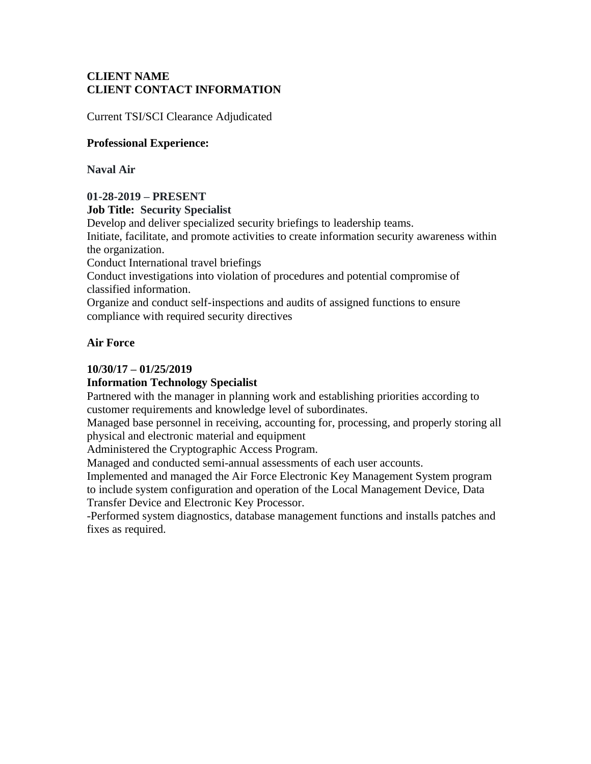**CLIENT NAME**
**CLIENT CONTACT INFORMATION**

Current TSI/SCI Clearance Adjudicated

**Professional Experience:**

**Naval Air**

**01-28-2019 – PRESENT**
**Job Title: Security Specialist**
Develop and deliver specialized security briefings to leadership teams.
Initiate, facilitate, and promote activities to create information security awareness within the organization.
Conduct International travel briefings
Conduct investigations into violation of procedures and potential compromise of classified information.
Organize and conduct self-inspections and audits of assigned functions to ensure compliance with required security directives

**Air Force**

**10/30/17 – 01/25/2019**
**Information Technology Specialist**
Partnered with the manager in planning work and establishing priorities according to customer requirements and knowledge level of subordinates.
Managed base personnel in receiving, accounting for, processing, and properly storing all physical and electronic material and equipment
Administered the Cryptographic Access Program.
Managed and conducted semi-annual assessments of each user accounts.
Implemented and managed the Air Force Electronic Key Management System program to include system configuration and operation of the Local Management Device, Data Transfer Device and Electronic Key Processor.
-Performed system diagnostics, database management functions and installs patches and fixes as required.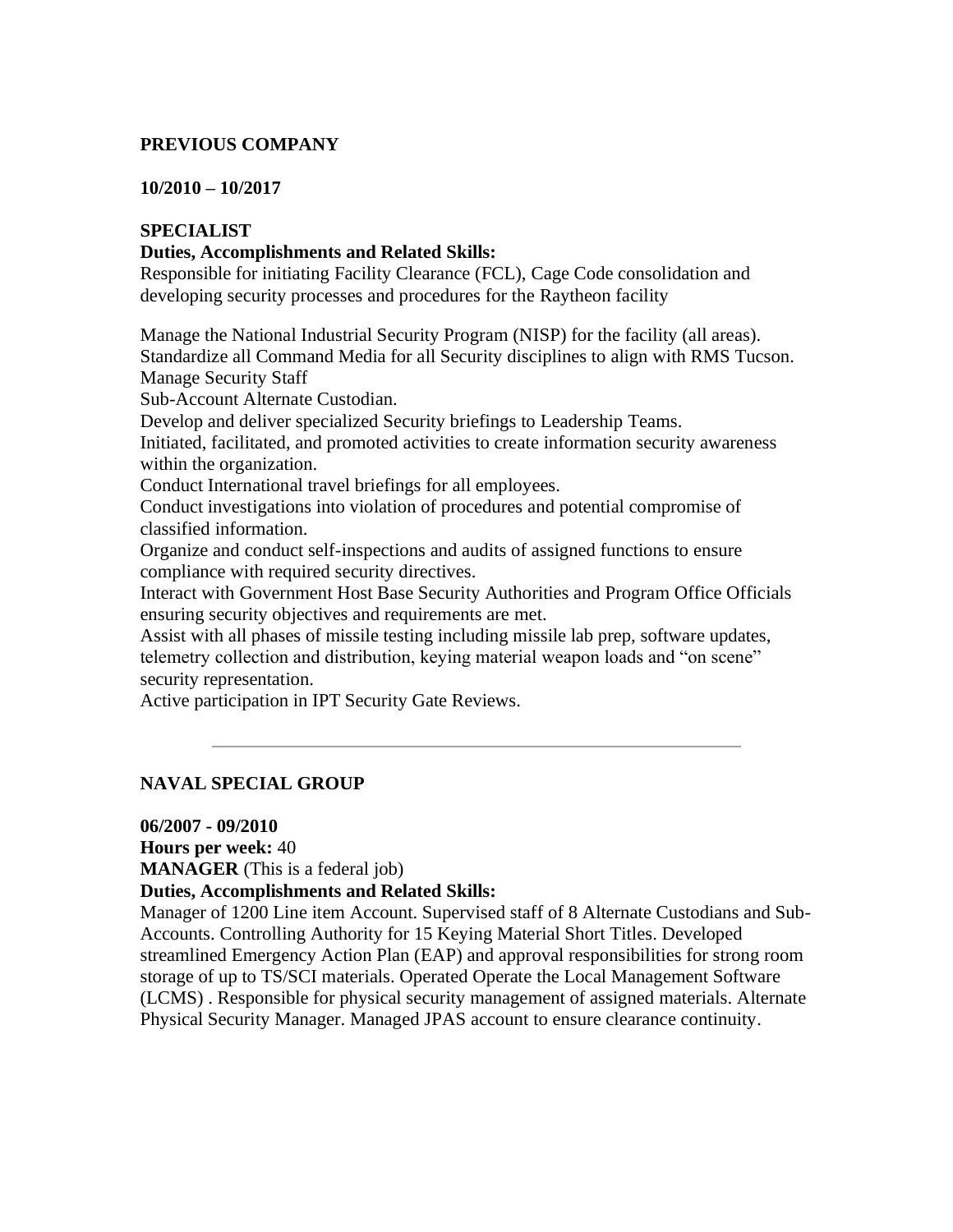**PREVIOUS COMPANY**

**10/2010 – 10/2017**

**SPECIALIST**
**Duties, Accomplishments and Related Skills:**
Responsible for initiating Facility Clearance (FCL), Cage Code consolidation and developing security processes and procedures for the Raytheon facility

Manage the National Industrial Security Program (NISP) for the facility (all areas).
Standardize all Command Media for all Security disciplines to align with RMS Tucson.
Manage Security Staff
Sub-Account Alternate Custodian.
Develop and deliver specialized Security briefings to Leadership Teams.
Initiated, facilitated, and promoted activities to create information security awareness within the organization.
Conduct International travel briefings for all employees.
Conduct investigations into violation of procedures and potential compromise of classified information.
Organize and conduct self-inspections and audits of assigned functions to ensure compliance with required security directives.
Interact with Government Host Base Security Authorities and Program Office Officials ensuring security objectives and requirements are met.
Assist with all phases of missile testing including missile lab prep, software updates, telemetry collection and distribution, keying material weapon loads and "on scene" security representation.
Active participation in IPT Security Gate Reviews.

---

**NAVAL SPECIAL GROUP**

**06/2007 - 09/2010**
**Hours per week:** 40
**MANAGER** (This is a federal job)
**Duties, Accomplishments and Related Skills:**
Manager of 1200 Line item Account. Supervised staff of 8 Alternate Custodians and Sub-Accounts. Controlling Authority for 15 Keying Material Short Titles. Developed streamlined Emergency Action Plan (EAP) and approval responsibilities for strong room storage of up to TS/SCI materials. Operated Operate the Local Management Software (LCMS) . Responsible for physical security management of assigned materials. Alternate Physical Security Manager. Managed JPAS account to ensure clearance continuity.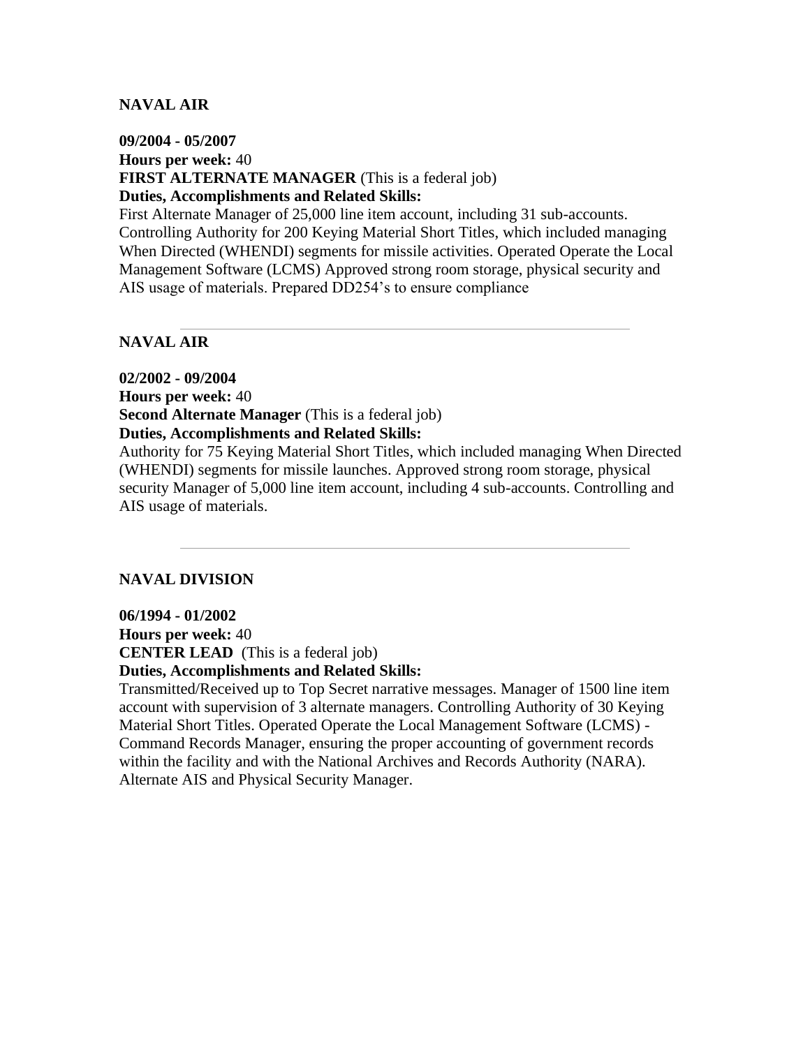**NAVAL AIR**

**09/2004 - 05/2007**
**Hours per week:** 40
**FIRST ALTERNATE MANAGER** (This is a federal job)
**Duties, Accomplishments and Related Skills:**
First Alternate Manager of 25,000 line item account, including 31 sub-accounts. Controlling Authority for 200 Keying Material Short Titles, which included managing When Directed (WHENDI) segments for missile activities. Operated Operate the Local Management Software (LCMS) Approved strong room storage, physical security and AIS usage of materials. Prepared DD254's to ensure compliance

---

**NAVAL AIR**

**02/2002 - 09/2004**
**Hours per week:** 40
**Second Alternate Manager** (This is a federal job)
**Duties, Accomplishments and Related Skills:**
Authority for 75 Keying Material Short Titles, which included managing When Directed (WHENDI) segments for missile launches. Approved strong room storage, physical security Manager of 5,000 line item account, including 4 sub-accounts. Controlling and AIS usage of materials.

---

**NAVAL DIVISION**

**06/1994 - 01/2002**
**Hours per week:** 40
**CENTER LEAD** (This is a federal job)
**Duties, Accomplishments and Related Skills:**
Transmitted/Received up to Top Secret narrative messages. Manager of 1500 line item account with supervision of 3 alternate managers. Controlling Authority of 30 Keying Material Short Titles. Operated Operate the Local Management Software (LCMS) - Command Records Manager, ensuring the proper accounting of government records within the facility and with the National Archives and Records Authority (NARA). Alternate AIS and Physical Security Manager.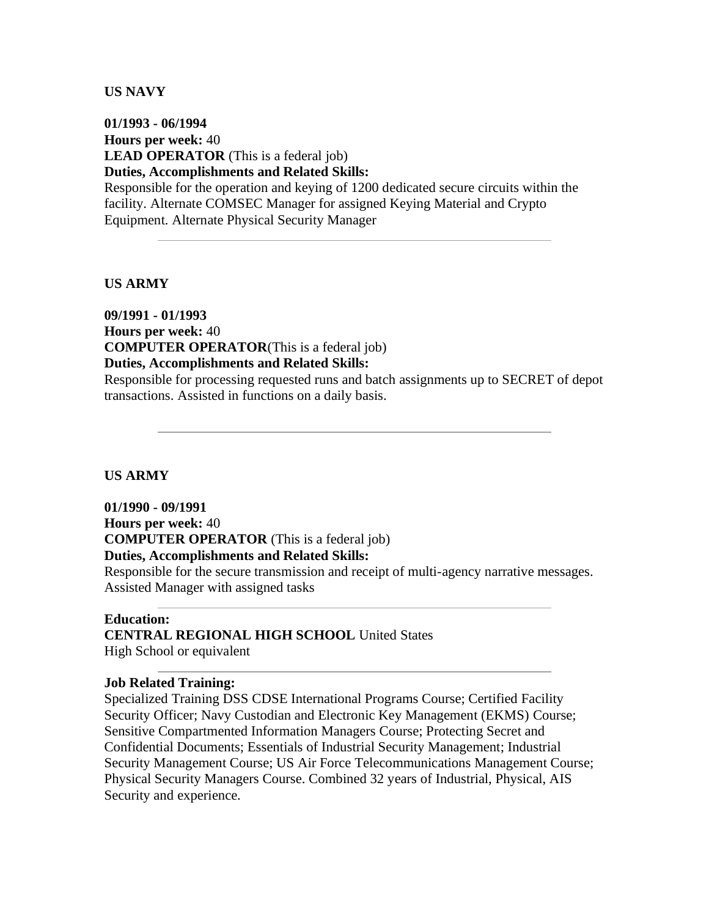**US NAVY**

**01/1993 - 06/1994**
**Hours per week:** 40
**LEAD OPERATOR** (This is a federal job)
**Duties, Accomplishments and Related Skills:**
Responsible for the operation and keying of 1200 dedicated secure circuits within the facility. Alternate COMSEC Manager for assigned Keying Material and Crypto Equipment. Alternate Physical Security Manager

---

**US ARMY**

**09/1991 - 01/1993**
**Hours per week:** 40
**COMPUTER OPERATOR**(This is a federal job)
**Duties, Accomplishments and Related Skills:**
Responsible for processing requested runs and batch assignments up to SECRET of depot transactions. Assisted in functions on a daily basis.

---

**US ARMY**

**01/1990 - 09/1991**
**Hours per week:** 40
**COMPUTER OPERATOR** (This is a federal job)
**Duties, Accomplishments and Related Skills:**
Responsible for the secure transmission and receipt of multi-agency narrative messages. Assisted Manager with assigned tasks

---

**Education:**
**CENTRAL REGIONAL HIGH SCHOOL** United States
High School or equivalent

---

**Job Related Training:**
Specialized Training DSS CDSE International Programs Course; Certified Facility Security Officer; Navy Custodian and Electronic Key Management (EKMS) Course; Sensitive Compartmented Information Managers Course; Protecting Secret and Confidential Documents; Essentials of Industrial Security Management; Industrial Security Management Course; US Air Force Telecommunications Management Course; Physical Security Managers Course. Combined 32 years of Industrial, Physical, AIS Security and experience.